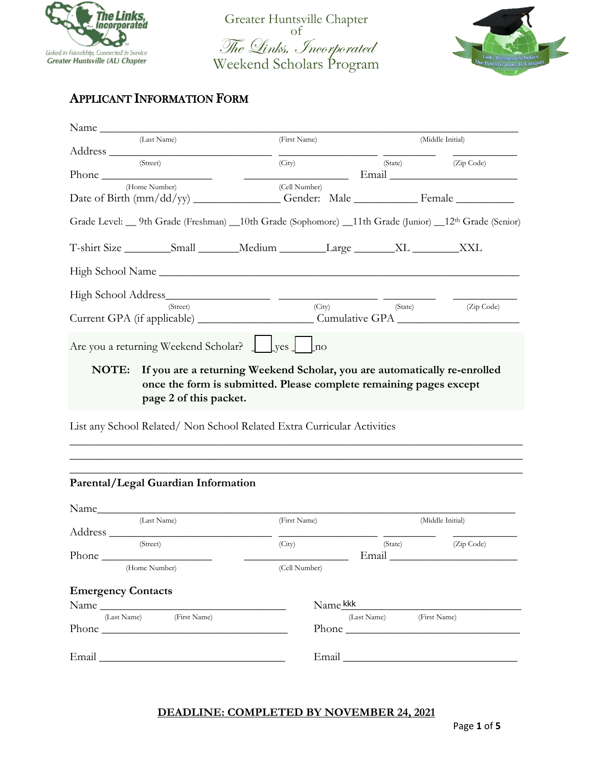Greater Huntsville Chapter of *The Links, Incorporated* Weekend Scholars Program

## APPLICANT INFORMATION FORM

Name ______________________________________________
(Last Name) (First Name) (Middle Initial)

Address ______________________ ______________ ________ __________
(Street) (City) (State) (Zip Code)

Phone ______________ ______________ Email ________________
(Home Number) (Cell Number)

Date of Birth (mm/dd/yy) ____________ Gender: Male ________ Female ________

Grade Level: __ 9th Grade (Freshman) __10th Grade (Sophomore) __11th Grade (Junior) __12th Grade (Senior)

T-shirt Size ______Small ______Medium ______Large ______XL ______XXL

High School Name ______________________________________________

High School Address______________ ______________ ________ __________
(Street) (City) (State) (Zip Code)

Current GPA (if applicable) ______________ Cumulative GPA ________________

Are you a returning Weekend Scholar? ☐ yes ☐ no

**NOTE: If you are a returning Weekend Scholar, you are automatically re-enrolled once the form is submitted. Please complete remaining pages except page 2 of this packet.**

List any School Related/ Non School Related Extra Curricular Activities

______________________________________________
______________________________________________
______________________________________________

### Parental/Legal Guardian Information

Name______________________________________________
(Last Name) (First Name) (Middle Initial)

Address ______________________ ______________ ________ __________
(Street) (City) (State) (Zip Code)

Phone ______________ ______________ Email ________________
(Home Number) (Cell Number)

### Emergency Contacts

Name ________________________
(Last Name) (First Name)

Phone ________________________

Email ________________________

Name kkk________________________
(Last Name) (First Name)

Phone ________________________

Email ________________________

**DEADLINE: COMPLETED BY NOVEMBER 24, 2021**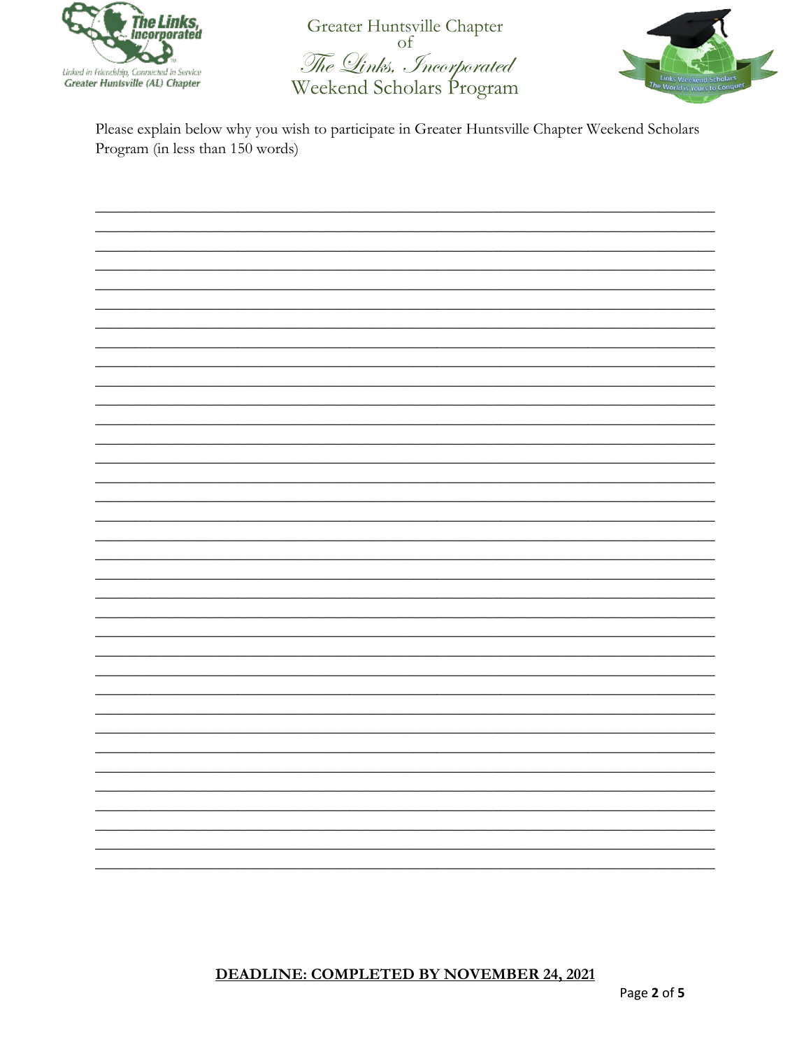Greater Huntsville Chapter of *The Links, Incorporated* Weekend Scholars Program

Please explain below why you wish to participate in Greater Huntsville Chapter Weekend Scholars Program (in less than 150 words)

______________________________________________________________________________

______________________________________________________________________________

______________________________________________________________________________

______________________________________________________________________________

______________________________________________________________________________

______________________________________________________________________________

______________________________________________________________________________

______________________________________________________________________________

______________________________________________________________________________

______________________________________________________________________________

______________________________________________________________________________

______________________________________________________________________________

______________________________________________________________________________

______________________________________________________________________________

______________________________________________________________________________

______________________________________________________________________________

______________________________________________________________________________

______________________________________________________________________________

______________________________________________________________________________

______________________________________________________________________________

______________________________________________________________________________

______________________________________________________________________________

______________________________________________________________________________

______________________________________________________________________________

______________________________________________________________________________

______________________________________________________________________________

______________________________________________________________________________

______________________________________________________________________________

______________________________________________________________________________

______________________________________________________________________________

______________________________________________________________________________

______________________________________________________________________________

______________________________________________________________________________

______________________________________________________________________________

**DEADLINE: COMPLETED BY NOVEMBER 24, 2021**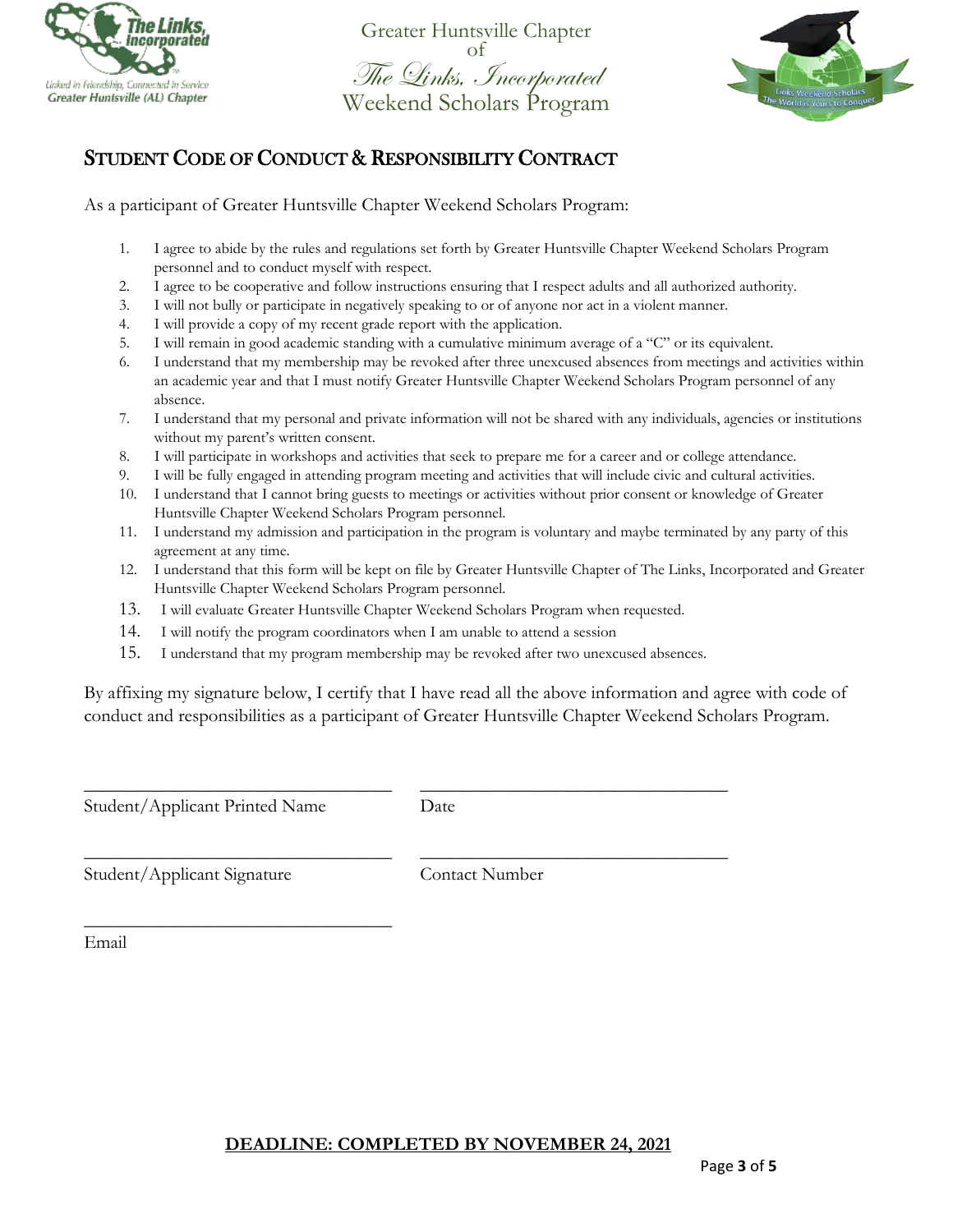Greater Huntsville Chapter
of
*The Links, Incorporated*
Weekend Scholars Program

## STUDENT CODE OF CONDUCT & RESPONSIBILITY CONTRACT

As a participant of Greater Huntsville Chapter Weekend Scholars Program:

1. I agree to abide by the rules and regulations set forth by Greater Huntsville Chapter Weekend Scholars Program personnel and to conduct myself with respect.
2. I agree to be cooperative and follow instructions ensuring that I respect adults and all authorized authority.
3. I will not bully or participate in negatively speaking to or of anyone nor act in a violent manner.
4. I will provide a copy of my recent grade report with the application.
5. I will remain in good academic standing with a cumulative minimum average of a "C" or its equivalent.
6. I understand that my membership may be revoked after three unexcused absences from meetings and activities within an academic year and that I must notify Greater Huntsville Chapter Weekend Scholars Program personnel of any absence.
7. I understand that my personal and private information will not be shared with any individuals, agencies or institutions without my parent's written consent.
8. I will participate in workshops and activities that seek to prepare me for a career and or college attendance.
9. I will be fully engaged in attending program meeting and activities that will include civic and cultural activities.
10. I understand that I cannot bring guests to meetings or activities without prior consent or knowledge of Greater Huntsville Chapter Weekend Scholars Program personnel.
11. I understand my admission and participation in the program is voluntary and maybe terminated by any party of this agreement at any time.
12. I understand that this form will be kept on file by Greater Huntsville Chapter of The Links, Incorporated and Greater Huntsville Chapter Weekend Scholars Program personnel.
13. I will evaluate Greater Huntsville Chapter Weekend Scholars Program when requested.
14. I will notify the program coordinators when I am unable to attend a session
15. I understand that my program membership may be revoked after two unexcused absences.

By affixing my signature below, I certify that I have read all the above information and agree with code of conduct and responsibilities as a participant of Greater Huntsville Chapter Weekend Scholars Program.

\_\_\_\_\_\_\_\_\_\_\_\_\_\_\_\_\_\_\_\_\_\_\_\_\_\_\_\_\_\_\_\_ \_\_\_\_\_\_\_\_\_\_\_\_\_\_\_\_\_\_\_\_\_\_\_\_\_\_\_\_\_\_\_\_
Student/Applicant Printed Name Date

\_\_\_\_\_\_\_\_\_\_\_\_\_\_\_\_\_\_\_\_\_\_\_\_\_\_\_\_\_\_\_\_ \_\_\_\_\_\_\_\_\_\_\_\_\_\_\_\_\_\_\_\_\_\_\_\_\_\_\_\_\_\_\_\_
Student/Applicant Signature Contact Number

\_\_\_\_\_\_\_\_\_\_\_\_\_\_\_\_\_\_\_\_\_\_\_\_\_\_\_\_\_\_\_\_
Email

**DEADLINE: COMPLETED BY NOVEMBER 24, 2021**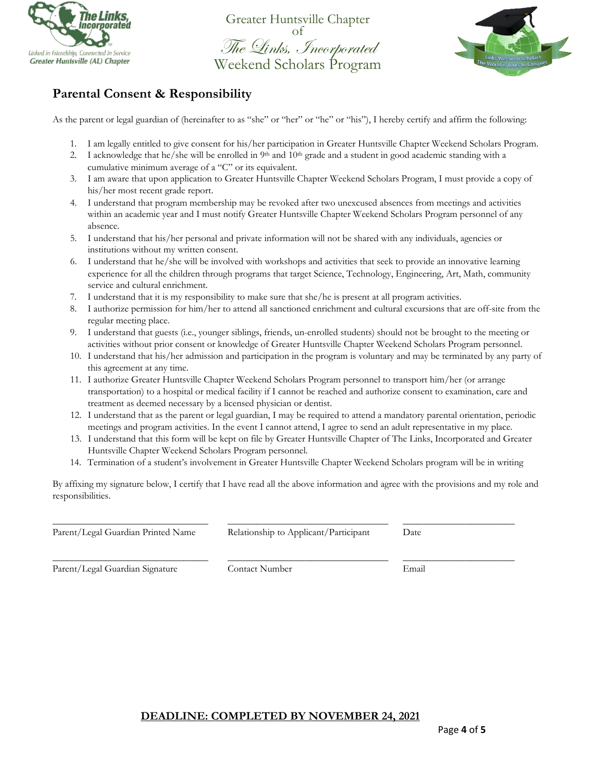Greater Huntsville Chapter
of
*The Links, Incorporated*
Weekend Scholars Program

## Parental Consent & Responsibility

As the parent or legal guardian of (hereinafter to as "she" or "her" or "he" or "his"), I hereby certify and affirm the following:

1. I am legally entitled to give consent for his/her participation in Greater Huntsville Chapter Weekend Scholars Program.
2. I acknowledge that he/she will be enrolled in 9th and 10th grade and a student in good academic standing with a cumulative minimum average of a "C" or its equivalent.
3. I am aware that upon application to Greater Huntsville Chapter Weekend Scholars Program, I must provide a copy of his/her most recent grade report.
4. I understand that program membership may be revoked after two unexcused absences from meetings and activities within an academic year and I must notify Greater Huntsville Chapter Weekend Scholars Program personnel of any absence.
5. I understand that his/her personal and private information will not be shared with any individuals, agencies or institutions without my written consent.
6. I understand that he/she will be involved with workshops and activities that seek to provide an innovative learning experience for all the children through programs that target Science, Technology, Engineering, Art, Math, community service and cultural enrichment.
7. I understand that it is my responsibility to make sure that she/he is present at all program activities.
8. I authorize permission for him/her to attend all sanctioned enrichment and cultural excursions that are off-site from the regular meeting place.
9. I understand that guests (i.e., younger siblings, friends, un-enrolled students) should not be brought to the meeting or activities without prior consent or knowledge of Greater Huntsville Chapter Weekend Scholars Program personnel.
10. I understand that his/her admission and participation in the program is voluntary and may be terminated by any party of this agreement at any time.
11. I authorize Greater Huntsville Chapter Weekend Scholars Program personnel to transport him/her (or arrange transportation) to a hospital or medical facility if I cannot be reached and authorize consent to examination, care and treatment as deemed necessary by a licensed physician or dentist.
12. I understand that as the parent or legal guardian, I may be required to attend a mandatory parental orientation, periodic meetings and program activities. In the event I cannot attend, I agree to send an adult representative in my place.
13. I understand that this form will be kept on file by Greater Huntsville Chapter of The Links, Incorporated and Greater Huntsville Chapter Weekend Scholars Program personnel.
14. Termination of a student's involvement in Greater Huntsville Chapter Weekend Scholars program will be in writing

By affixing my signature below, I certify that I have read all the above information and agree with the provisions and my role and responsibilities.

| ______________________________ | ______________________________ | ______________________ |
|---|---|---|
| Parent/Legal Guardian Printed Name | Relationship to Applicant/Participant | Date |
| ______________________________ | ______________________________ | ______________________ |
| Parent/Legal Guardian Signature | Contact Number | Email |

**DEADLINE: COMPLETED BY NOVEMBER 24, 2021**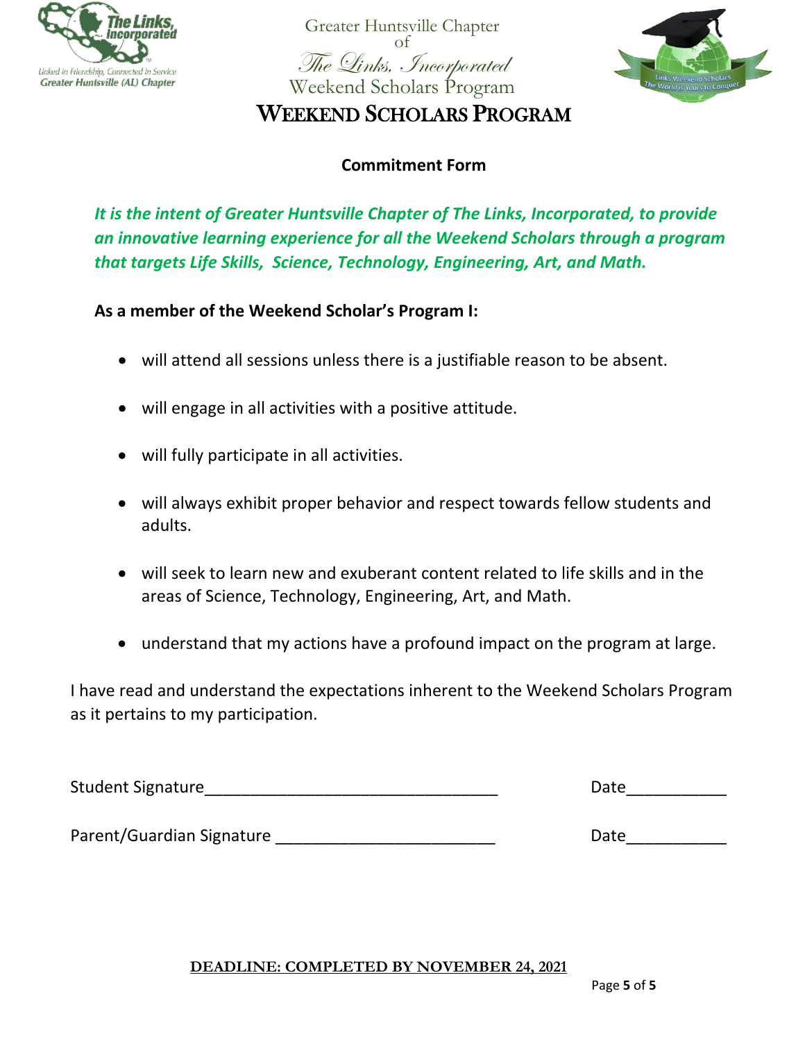Greater Huntsville Chapter
of
The Links, Incorporated
Weekend Scholars Program

# WEEKEND SCHOLARS PROGRAM

## Commitment Form

***It is the intent of Greater Huntsville Chapter of The Links, Incorporated, to provide an innovative learning experience for all the Weekend Scholars through a program that targets Life Skills, Science, Technology, Engineering, Art, and Math.***

**As a member of the Weekend Scholar's Program I:**

- will attend all sessions unless there is a justifiable reason to be absent.
- will engage in all activities with a positive attitude.
- will fully participate in all activities.
- will always exhibit proper behavior and respect towards fellow students and adults.
- will seek to learn new and exuberant content related to life skills and in the areas of Science, Technology, Engineering, Art, and Math.
- understand that my actions have a profound impact on the program at large.

I have read and understand the expectations inherent to the Weekend Scholars Program as it pertains to my participation.

Student Signature________________________________ Date___________

Parent/Guardian Signature ________________________ Date___________

**DEADLINE: COMPLETED BY NOVEMBER 24, 2021**